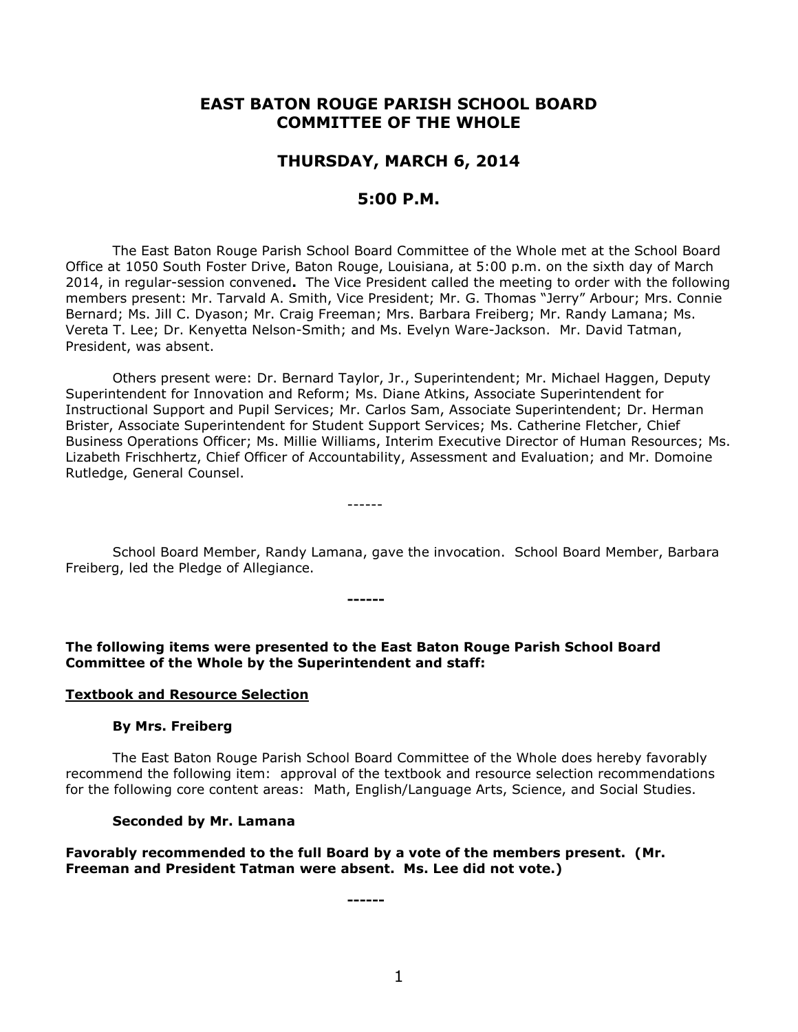# EAST BATON ROUGE PARISH SCHOOL BOARD COMMITTEE OF THE WHOLE

## THURSDAY, MARCH 6, 2014

## 5:00 P.M.

The East Baton Rouge Parish School Board Committee of the Whole met at the School Board Office at 1050 South Foster Drive, Baton Rouge, Louisiana, at 5:00 p.m. on the sixth day of March 2014, in regular-session convened**.** The Vice President called the meeting to order with the following members present: Mr. Tarvald A. Smith, Vice President; Mr. G. Thomas "Jerry" Arbour; Mrs. Connie Bernard; Ms. Jill C. Dyason; Mr. Craig Freeman; Mrs. Barbara Freiberg; Mr. Randy Lamana; Ms. Vereta T. Lee; Dr. Kenyetta Nelson-Smith; and Ms. Evelyn Ware-Jackson. Mr. David Tatman, President, was absent.

Others present were: Dr. Bernard Taylor, Jr., Superintendent; Mr. Michael Haggen, Deputy Superintendent for Innovation and Reform; Ms. Diane Atkins, Associate Superintendent for Instructional Support and Pupil Services; Mr. Carlos Sam, Associate Superintendent; Dr. Herman Brister, Associate Superintendent for Student Support Services; Ms. Catherine Fletcher, Chief Business Operations Officer; Ms. Millie Williams, Interim Executive Director of Human Resources; Ms. Lizabeth Frischhertz, Chief Officer of Accountability, Assessment and Evaluation; and Mr. Domoine Rutledge, General Counsel.

------

School Board Member, Randy Lamana, gave the invocation. School Board Member, Barbara Freiberg, led the Pledge of Allegiance.

**------**

**The following items were presented to the East Baton Rouge Parish School Board Committee of the Whole by the Superintendent and staff:**

**<u>Textbook and Resource Selection</u>**

**By Mrs. Freiberg**

The East Baton Rouge Parish School Board Committee of the Whole does hereby favorably recommend the following item: approval of the textbook and resource selection recommendations for the following core content areas: Math, English/Language Arts, Science, and Social Studies.

**Seconded by Mr. Lamana**

**Favorably recommended to the full Board by a vote of the members present. (Mr. Freeman and President Tatman were absent. Ms. Lee did not vote.)**

**------**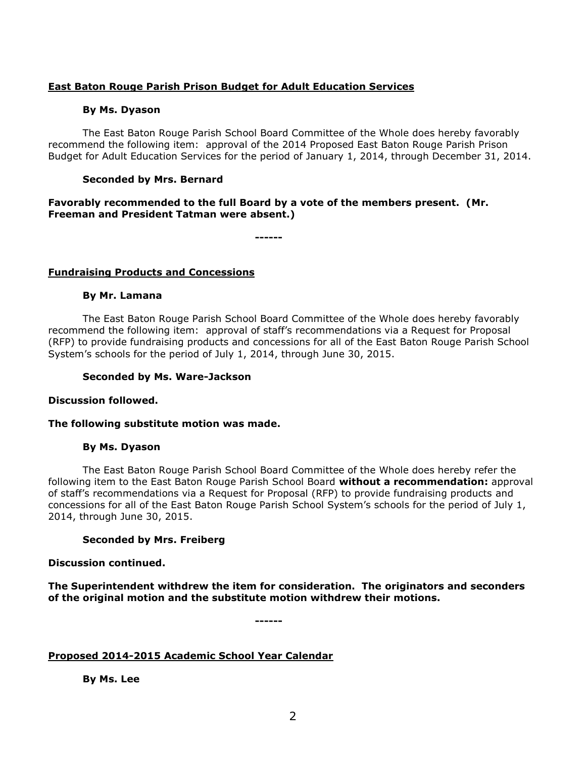**East Baton Rouge Parish Prison Budget for Adult Education Services**

**By Ms. Dyason**

The East Baton Rouge Parish School Board Committee of the Whole does hereby favorably recommend the following item: approval of the 2014 Proposed East Baton Rouge Parish Prison Budget for Adult Education Services for the period of January 1, 2014, through December 31, 2014.

**Seconded by Mrs. Bernard**

**Favorably recommended to the full Board by a vote of the members present. (Mr. Freeman and President Tatman were absent.)**

**------**

**Fundraising Products and Concessions**

**By Mr. Lamana**

The East Baton Rouge Parish School Board Committee of the Whole does hereby favorably recommend the following item: approval of staff's recommendations via a Request for Proposal (RFP) to provide fundraising products and concessions for all of the East Baton Rouge Parish School System's schools for the period of July 1, 2014, through June 30, 2015.

**Seconded by Ms. Ware-Jackson**

**Discussion followed.**

**The following substitute motion was made.**

**By Ms. Dyason**

The East Baton Rouge Parish School Board Committee of the Whole does hereby refer the following item to the East Baton Rouge Parish School Board **without a recommendation:** approval of staff's recommendations via a Request for Proposal (RFP) to provide fundraising products and concessions for all of the East Baton Rouge Parish School System's schools for the period of July 1, 2014, through June 30, 2015.

**Seconded by Mrs. Freiberg**

**Discussion continued.**

**The Superintendent withdrew the item for consideration. The originators and seconders of the original motion and the substitute motion withdrew their motions.**

**------**

**Proposed 2014-2015 Academic School Year Calendar**

**By Ms. Lee**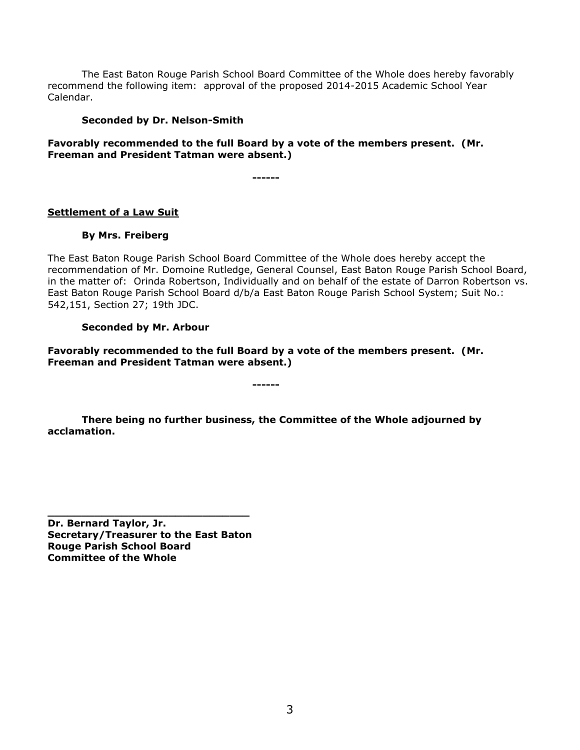The East Baton Rouge Parish School Board Committee of the Whole does hereby favorably recommend the following item: approval of the proposed 2014-2015 Academic School Year Calendar.

**Seconded by Dr. Nelson-Smith**

**Favorably recommended to the full Board by a vote of the members present. (Mr. Freeman and President Tatman were absent.)**

**------**

**Settlement of a Law Suit**

**By Mrs. Freiberg**

The East Baton Rouge Parish School Board Committee of the Whole does hereby accept the recommendation of Mr. Domoine Rutledge, General Counsel, East Baton Rouge Parish School Board, in the matter of: Orinda Robertson, Individually and on behalf of the estate of Darron Robertson vs. East Baton Rouge Parish School Board d/b/a East Baton Rouge Parish School System; Suit No.: 542,151, Section 27; 19th JDC.

**Seconded by Mr. Arbour**

**Favorably recommended to the full Board by a vote of the members present. (Mr. Freeman and President Tatman were absent.)**

**------**

**There being no further business, the Committee of the Whole adjourned by acclamation.**

**________________________________**
**Dr. Bernard Taylor, Jr.**
**Secretary/Treasurer to the East Baton Rouge Parish School Board**
**Committee of the Whole**